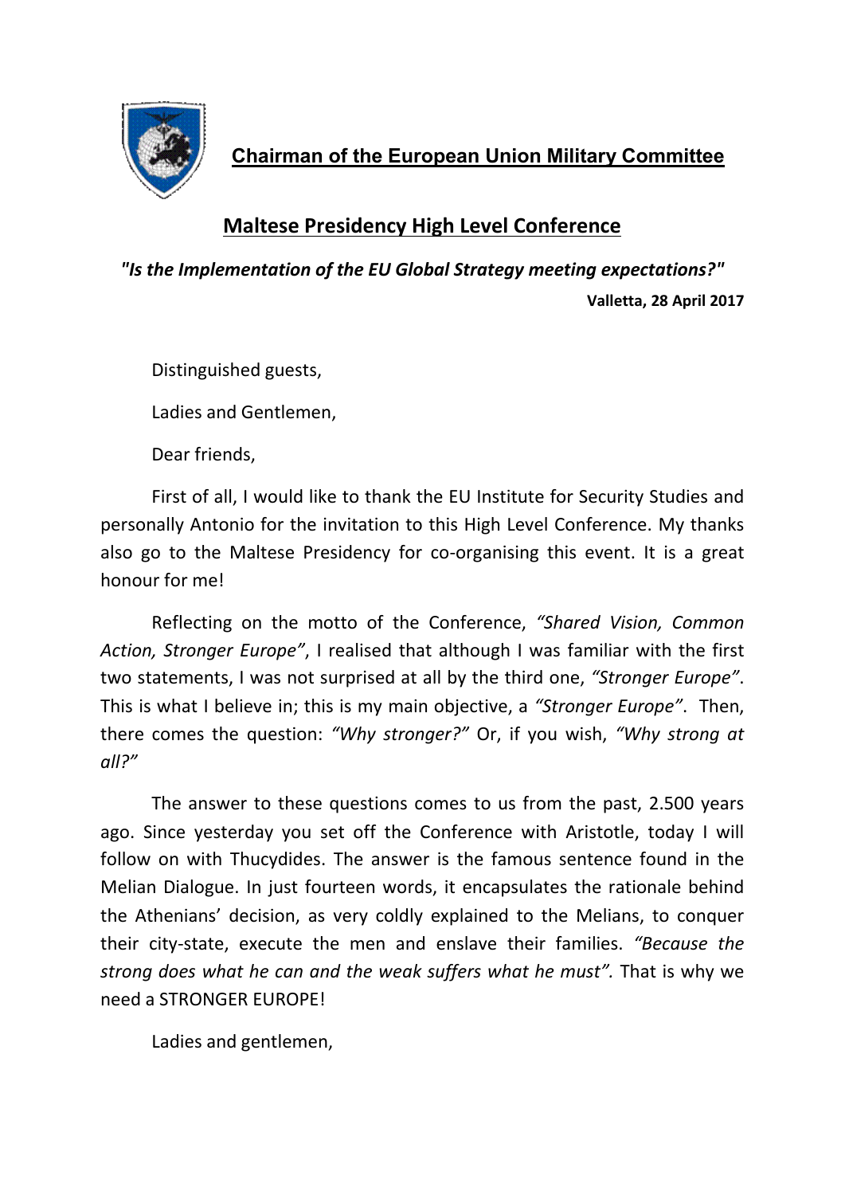## Chairman of the European Union Military Committee

## Maltese Presidency High Level Conference

***"Is the Implementation of the EU Global Strategy meeting expectations?"***

**Valletta, 28 April 2017**

Distinguished guests,

Ladies and Gentlemen,

Dear friends,

First of all, I would like to thank the EU Institute for Security Studies and personally Antonio for the invitation to this High Level Conference. My thanks also go to the Maltese Presidency for co-organising this event. It is a great honour for me!

Reflecting on the motto of the Conference, *"Shared Vision, Common Action, Stronger Europe"*, I realised that although I was familiar with the first two statements, I was not surprised at all by the third one, *"Stronger Europe"*. This is what I believe in; this is my main objective, a *"Stronger Europe"*. Then, there comes the question: *"Why stronger?"* Or, if you wish, *"Why strong at all?"*

The answer to these questions comes to us from the past, 2.500 years ago. Since yesterday you set off the Conference with Aristotle, today I will follow on with Thucydides. The answer is the famous sentence found in the Melian Dialogue. In just fourteen words, it encapsulates the rationale behind the Athenians' decision, as very coldly explained to the Melians, to conquer their city-state, execute the men and enslave their families. *"Because the strong does what he can and the weak suffers what he must".* That is why we need a STRONGER EUROPE!

Ladies and gentlemen,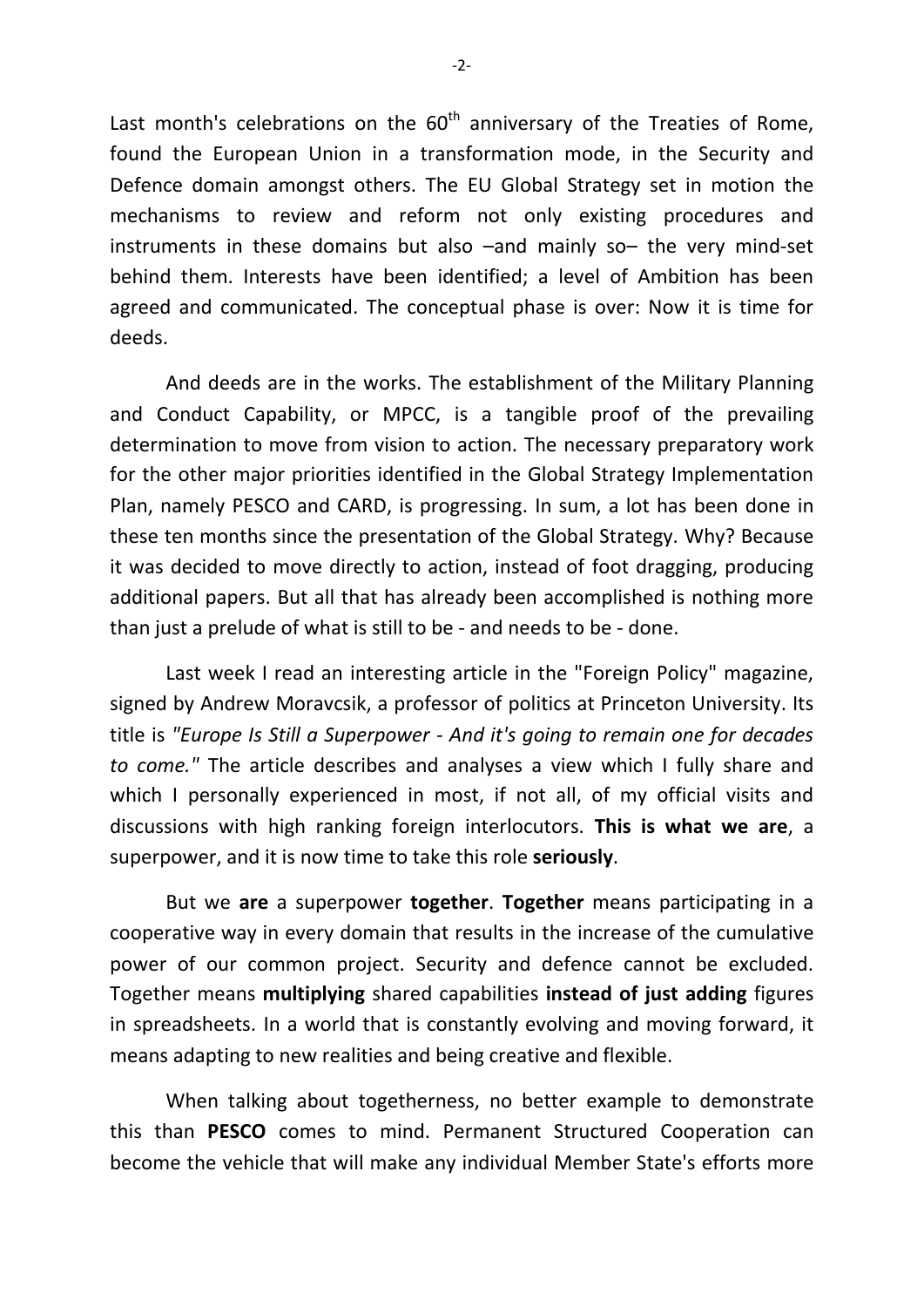Last month's celebrations on the 60th anniversary of the Treaties of Rome, found the European Union in a transformation mode, in the Security and Defence domain amongst others. The EU Global Strategy set in motion the mechanisms to review and reform not only existing procedures and instruments in these domains but also –and mainly so– the very mind-set behind them. Interests have been identified; a level of Ambition has been agreed and communicated. The conceptual phase is over: Now it is time for deeds.

And deeds are in the works. The establishment of the Military Planning and Conduct Capability, or MPCC, is a tangible proof of the prevailing determination to move from vision to action. The necessary preparatory work for the other major priorities identified in the Global Strategy Implementation Plan, namely PESCO and CARD, is progressing. In sum, a lot has been done in these ten months since the presentation of the Global Strategy. Why? Because it was decided to move directly to action, instead of foot dragging, producing additional papers. But all that has already been accomplished is nothing more than just a prelude of what is still to be - and needs to be - done.

Last week I read an interesting article in the "Foreign Policy" magazine, signed by Andrew Moravcsik, a professor of politics at Princeton University. Its title is *"Europe Is Still a Superpower - And it's going to remain one for decades to come."* The article describes and analyses a view which I fully share and which I personally experienced in most, if not all, of my official visits and discussions with high ranking foreign interlocutors. **This is what we are**, a superpower, and it is now time to take this role **seriously**.

But we **are** a superpower **together**. **Together** means participating in a cooperative way in every domain that results in the increase of the cumulative power of our common project. Security and defence cannot be excluded. Together means **multiplying** shared capabilities **instead of just adding** figures in spreadsheets. In a world that is constantly evolving and moving forward, it means adapting to new realities and being creative and flexible.

When talking about togetherness, no better example to demonstrate this than **PESCO** comes to mind. Permanent Structured Cooperation can become the vehicle that will make any individual Member State's efforts more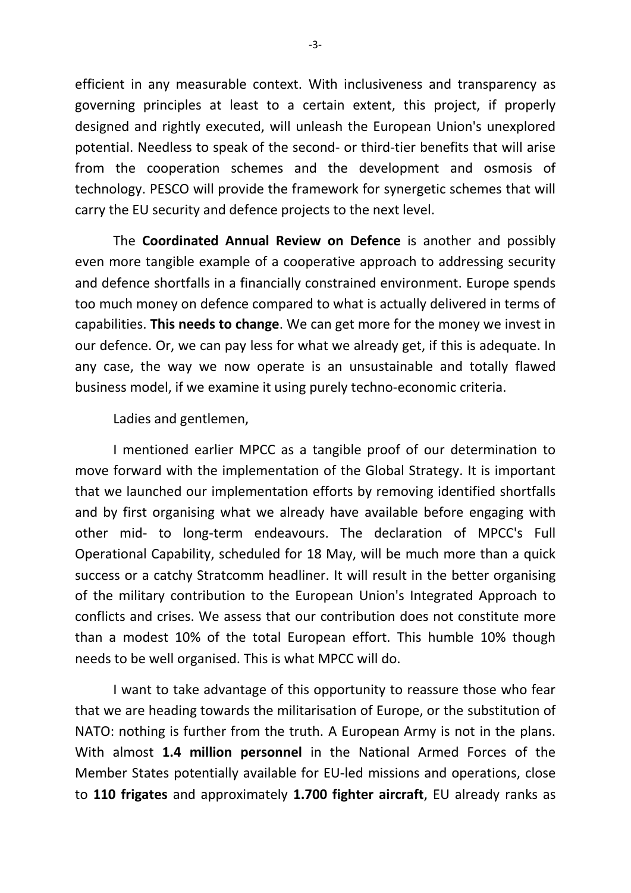efficient in any measurable context. With inclusiveness and transparency as governing principles at least to a certain extent, this project, if properly designed and rightly executed, will unleash the European Union's unexplored potential. Needless to speak of the second- or third-tier benefits that will arise from the cooperation schemes and the development and osmosis of technology. PESCO will provide the framework for synergetic schemes that will carry the EU security and defence projects to the next level.

The **Coordinated Annual Review on Defence** is another and possibly even more tangible example of a cooperative approach to addressing security and defence shortfalls in a financially constrained environment. Europe spends too much money on defence compared to what is actually delivered in terms of capabilities. **This needs to change**. We can get more for the money we invest in our defence. Or, we can pay less for what we already get, if this is adequate. In any case, the way we now operate is an unsustainable and totally flawed business model, if we examine it using purely techno-economic criteria.

Ladies and gentlemen,

I mentioned earlier MPCC as a tangible proof of our determination to move forward with the implementation of the Global Strategy. It is important that we launched our implementation efforts by removing identified shortfalls and by first organising what we already have available before engaging with other mid- to long-term endeavours. The declaration of MPCC's Full Operational Capability, scheduled for 18 May, will be much more than a quick success or a catchy Stratcomm headliner. It will result in the better organising of the military contribution to the European Union's Integrated Approach to conflicts and crises. We assess that our contribution does not constitute more than a modest 10% of the total European effort. This humble 10% though needs to be well organised. This is what MPCC will do.

I want to take advantage of this opportunity to reassure those who fear that we are heading towards the militarisation of Europe, or the substitution of NATO: nothing is further from the truth. A European Army is not in the plans. With almost **1.4 million personnel** in the National Armed Forces of the Member States potentially available for EU-led missions and operations, close to **110 frigates** and approximately **1.700 fighter aircraft**, EU already ranks as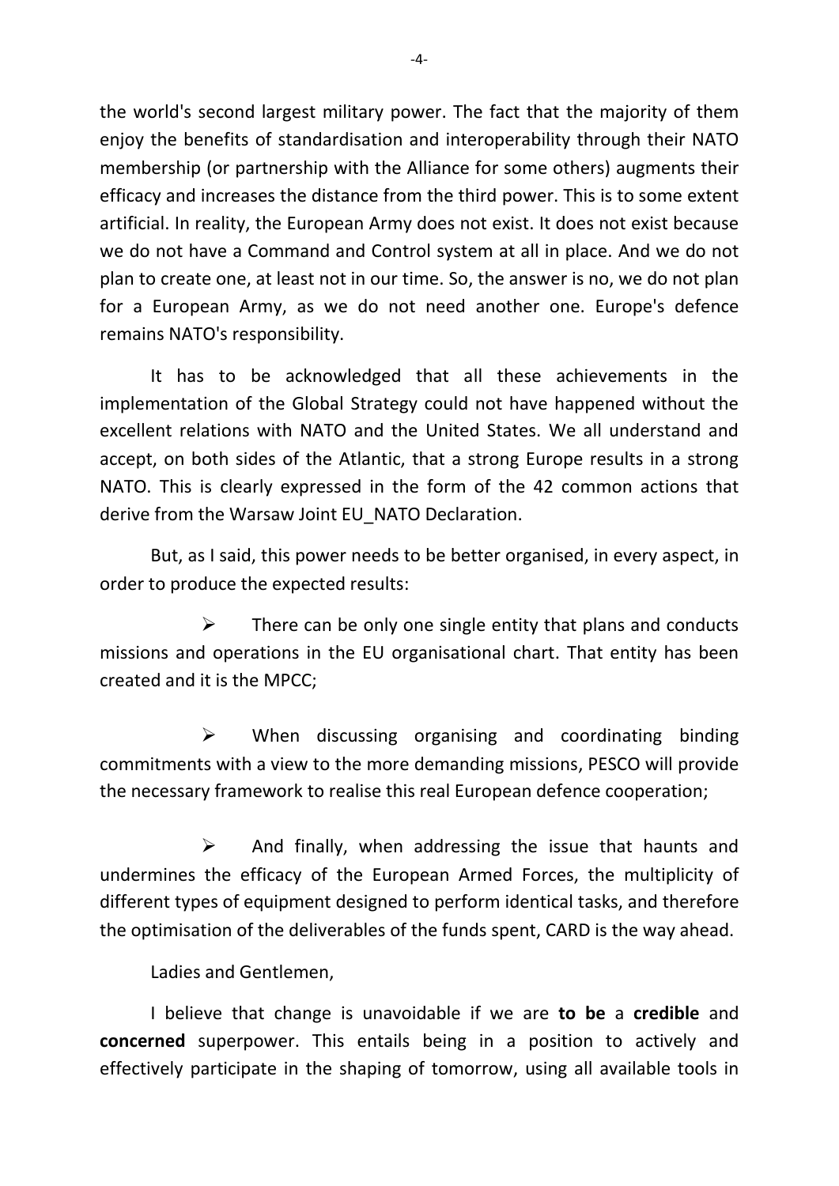the world's second largest military power. The fact that the majority of them enjoy the benefits of standardisation and interoperability through their NATO membership (or partnership with the Alliance for some others) augments their efficacy and increases the distance from the third power. This is to some extent artificial. In reality, the European Army does not exist. It does not exist because we do not have a Command and Control system at all in place. And we do not plan to create one, at least not in our time. So, the answer is no, we do not plan for a European Army, as we do not need another one. Europe's defence remains NATO's responsibility.

It has to be acknowledged that all these achievements in the implementation of the Global Strategy could not have happened without the excellent relations with NATO and the United States. We all understand and accept, on both sides of the Atlantic, that a strong Europe results in a strong NATO. This is clearly expressed in the form of the 42 common actions that derive from the Warsaw Joint EU_NATO Declaration.

But, as I said, this power needs to be better organised, in every aspect, in order to produce the expected results:

- There can be only one single entity that plans and conducts missions and operations in the EU organisational chart. That entity has been created and it is the MPCC;

- When discussing organising and coordinating binding commitments with a view to the more demanding missions, PESCO will provide the necessary framework to realise this real European defence cooperation;

- And finally, when addressing the issue that haunts and undermines the efficacy of the European Armed Forces, the multiplicity of different types of equipment designed to perform identical tasks, and therefore the optimisation of the deliverables of the funds spent, CARD is the way ahead.

Ladies and Gentlemen,

I believe that change is unavoidable if we are **to be** a **credible** and **concerned** superpower. This entails being in a position to actively and effectively participate in the shaping of tomorrow, using all available tools in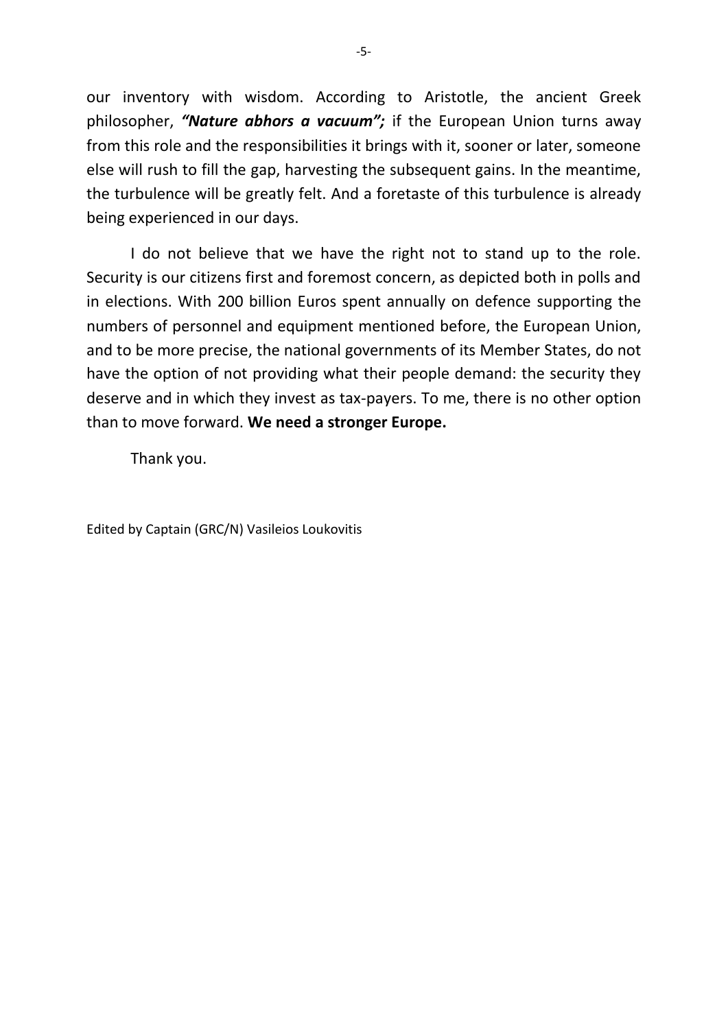our inventory with wisdom. According to Aristotle, the ancient Greek philosopher, ***"Nature abhors a vacuum";*** if the European Union turns away from this role and the responsibilities it brings with it, sooner or later, someone else will rush to fill the gap, harvesting the subsequent gains. In the meantime, the turbulence will be greatly felt. And a foretaste of this turbulence is already being experienced in our days.

I do not believe that we have the right not to stand up to the role. Security is our citizens first and foremost concern, as depicted both in polls and in elections. With 200 billion Euros spent annually on defence supporting the numbers of personnel and equipment mentioned before, the European Union, and to be more precise, the national governments of its Member States, do not have the option of not providing what their people demand: the security they deserve and in which they invest as tax-payers. To me, there is no other option than to move forward. **We need a stronger Europe.**

Thank you.

Edited by Captain (GRC/N) Vasileios Loukovitis